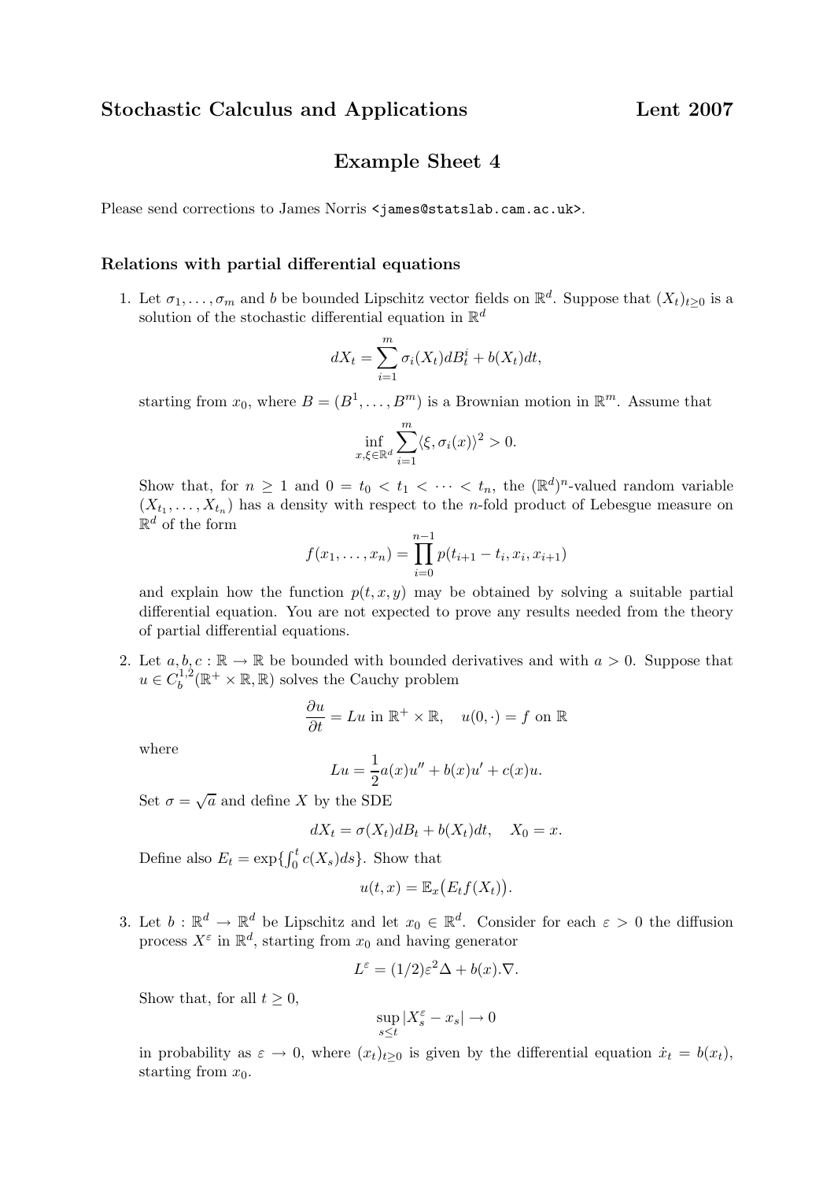# Stochastic Calculus and Applications — Lent 2007

## Example Sheet 4

Please send corrections to James Norris <james@statslab.cam.ac.uk>.

### Relations with partial differential equations

1. Let $\sigma_1, \dots, \sigma_m$ and $b$ be bounded Lipschitz vector fields on $\mathbb{R}^d$. Suppose that $(X_t)_{t \geq 0}$ is a solution of the stochastic differential equation in $\mathbb{R}^d$

$$dX_t = \sum_{i=1}^{m} \sigma_i(X_t) dB_t^i + b(X_t)dt,$$

starting from $x_0$, where $B = (B^1, \dots, B^m)$ is a Brownian motion in $\mathbb{R}^m$. Assume that

$$\inf_{x, \xi \in \mathbb{R}^d} \sum_{i=1}^{m} \langle \xi, \sigma_i(x) \rangle^2 > 0.$$

Show that, for $n \geq 1$ and $0 = t_0 < t_1 < \cdots < t_n$, the $(\mathbb{R}^d)^n$-valued random variable $(X_{t_1}, \dots, X_{t_n})$ has a density with respect to the $n$-fold product of Lebesgue measure on $\mathbb{R}^d$ of the form

$$f(x_1, \dots, x_n) = \prod_{i=0}^{n-1} p(t_{i+1} - t_i, x_i, x_{i+1})$$

and explain how the function $p(t, x, y)$ may be obtained by solving a suitable partial differential equation. You are not expected to prove any results needed from the theory of partial differential equations.

2. Let $a, b, c : \mathbb{R} \to \mathbb{R}$ be bounded with bounded derivatives and with $a > 0$. Suppose that $u \in C_b^{1,2}(\mathbb{R}^+ \times \mathbb{R}, \mathbb{R})$ solves the Cauchy problem

$$\frac{\partial u}{\partial t} = Lu \text{ in } \mathbb{R}^+ \times \mathbb{R}, \quad u(0, \cdot) = f \text{ on } \mathbb{R}$$

where

$$Lu = \frac{1}{2}a(x)u'' + b(x)u' + c(x)u.$$

Set $\sigma = \sqrt{a}$ and define $X$ by the SDE

$$dX_t = \sigma(X_t)dB_t + b(X_t)dt, \quad X_0 = x.$$

Define also $E_t = \exp\{\int_0^t c(X_s)ds\}$. Show that

$$u(t, x) = \mathbb{E}_x\big(E_t f(X_t)\big).$$

3. Let $b : \mathbb{R}^d \to \mathbb{R}^d$ be Lipschitz and let $x_0 \in \mathbb{R}^d$. Consider for each $\varepsilon > 0$ the diffusion process $X^\varepsilon$ in $\mathbb{R}^d$, starting from $x_0$ and having generator

$$L^\varepsilon = (1/2)\varepsilon^2 \Delta + b(x).\nabla.$$

Show that, for all $t \geq 0$,

$$\sup_{s \leq t} |X_s^\varepsilon - x_s| \to 0$$

in probability as $\varepsilon \to 0$, where $(x_t)_{t \geq 0}$ is given by the differential equation $\dot{x}_t = b(x_t)$, starting from $x_0$.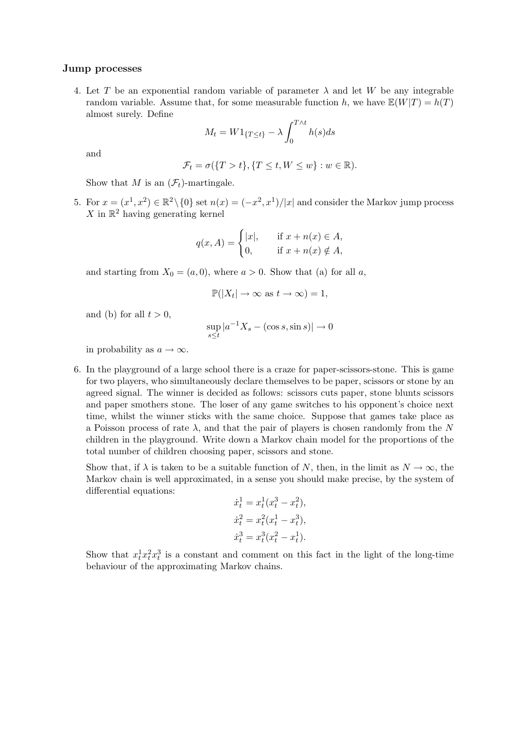### Jump processes

4. Let $T$ be an exponential random variable of parameter $\lambda$ and let $W$ be any integrable random variable. Assume that, for some measurable function $h$, we have $\mathbb{E}(W|T) = h(T)$ almost surely. Define

$$M_t = W1_{\{T \leq t\}} - \lambda \int_0^{T \wedge t} h(s)ds$$

and

$$\mathcal{F}_t = \sigma(\{T > t\}, \{T \leq t, W \leq w\} : w \in \mathbb{R}).$$

Show that $M$ is an $(\mathcal{F}_t)$-martingale.

5. For $x = (x^1, x^2) \in \mathbb{R}^2 \backslash \{0\}$ set $n(x) = (-x^2, x^1)/|x|$ and consider the Markov jump process $X$ in $\mathbb{R}^2$ having generating kernel

$$q(x, A) = \begin{cases} |x|, & \text{if } x + n(x) \in A, \\ 0, & \text{if } x + n(x) \notin A, \end{cases}$$

and starting from $X_0 = (a, 0)$, where $a > 0$. Show that (a) for all $a$,

$$\mathbb{P}(|X_t| \to \infty \text{ as } t \to \infty) = 1,$$

and (b) for all $t > 0$,

$$\sup_{s \leq t} |a^{-1} X_s - (\cos s, \sin s)| \to 0$$

in probability as $a \to \infty$.

6. In the playground of a large school there is a craze for paper-scissors-stone. This is game for two players, who simultaneously declare themselves to be paper, scissors or stone by an agreed signal. The winner is decided as follows: scissors cuts paper, stone blunts scissors and paper smothers stone. The loser of any game switches to his opponent's choice next time, whilst the winner sticks with the same choice. Suppose that games take place as a Poisson process of rate $\lambda$, and that the pair of players is chosen randomly from the $N$ children in the playground. Write down a Markov chain model for the proportions of the total number of children choosing paper, scissors and stone.

Show that, if $\lambda$ is taken to be a suitable function of $N$, then, in the limit as $N \to \infty$, the Markov chain is well approximated, in a sense you should make precise, by the system of differential equations:

$$\dot{x}_t^1 = x_t^1(x_t^3 - x_t^2),$$
$$\dot{x}_t^2 = x_t^2(x_t^1 - x_t^3),$$
$$\dot{x}_t^3 = x_t^3(x_t^2 - x_t^1).$$

Show that $x_t^1 x_t^2 x_t^3$ is a constant and comment on this fact in the light of the long-time behaviour of the approximating Markov chains.